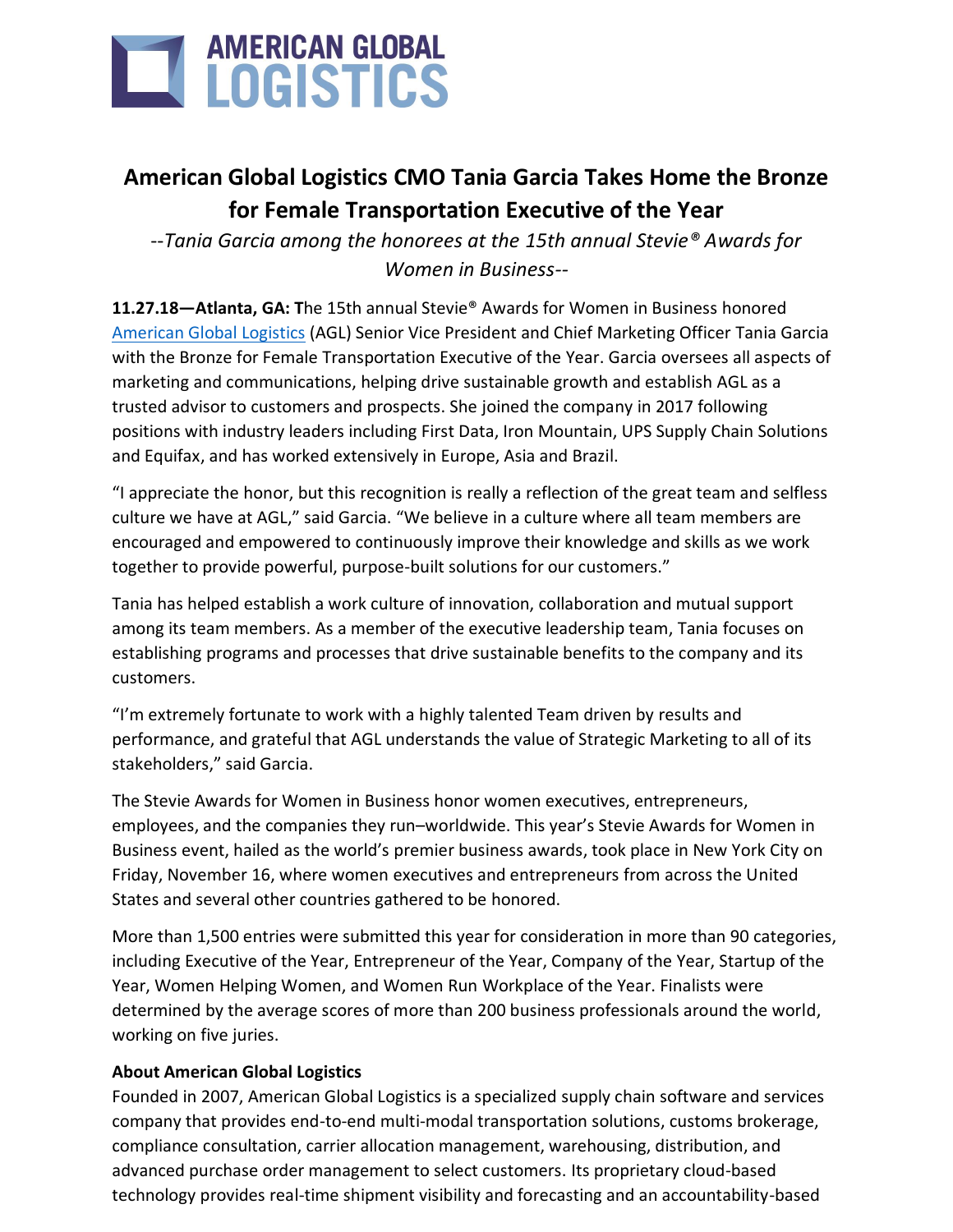AMERICAN GLOBAL
LOGISTICS

# American Global Logistics CMO Tania Garcia Takes Home the Bronze for Female Transportation Executive of the Year

*--Tania Garcia among the honorees at the 15th annual Stevie® Awards for Women in Business--*

**11.27.18—Atlanta, GA: T**he 15th annual Stevie® Awards for Women in Business honored American Global Logistics (AGL) Senior Vice President and Chief Marketing Officer Tania Garcia with the Bronze for Female Transportation Executive of the Year. Garcia oversees all aspects of marketing and communications, helping drive sustainable growth and establish AGL as a trusted advisor to customers and prospects. She joined the company in 2017 following positions with industry leaders including First Data, Iron Mountain, UPS Supply Chain Solutions and Equifax, and has worked extensively in Europe, Asia and Brazil.

"I appreciate the honor, but this recognition is really a reflection of the great team and selfless culture we have at AGL," said Garcia. "We believe in a culture where all team members are encouraged and empowered to continuously improve their knowledge and skills as we work together to provide powerful, purpose-built solutions for our customers."

Tania has helped establish a work culture of innovation, collaboration and mutual support among its team members. As a member of the executive leadership team, Tania focuses on establishing programs and processes that drive sustainable benefits to the company and its customers.

"I'm extremely fortunate to work with a highly talented Team driven by results and performance, and grateful that AGL understands the value of Strategic Marketing to all of its stakeholders," said Garcia.

The Stevie Awards for Women in Business honor women executives, entrepreneurs, employees, and the companies they run–worldwide. This year's Stevie Awards for Women in Business event, hailed as the world's premier business awards, took place in New York City on Friday, November 16, where women executives and entrepreneurs from across the United States and several other countries gathered to be honored.

More than 1,500 entries were submitted this year for consideration in more than 90 categories, including Executive of the Year, Entrepreneur of the Year, Company of the Year, Startup of the Year, Women Helping Women, and Women Run Workplace of the Year. Finalists were determined by the average scores of more than 200 business professionals around the world, working on five juries.

**About American Global Logistics**

Founded in 2007, American Global Logistics is a specialized supply chain software and services company that provides end-to-end multi-modal transportation solutions, customs brokerage, compliance consultation, carrier allocation management, warehousing, distribution, and advanced purchase order management to select customers. Its proprietary cloud-based technology provides real-time shipment visibility and forecasting and an accountability-based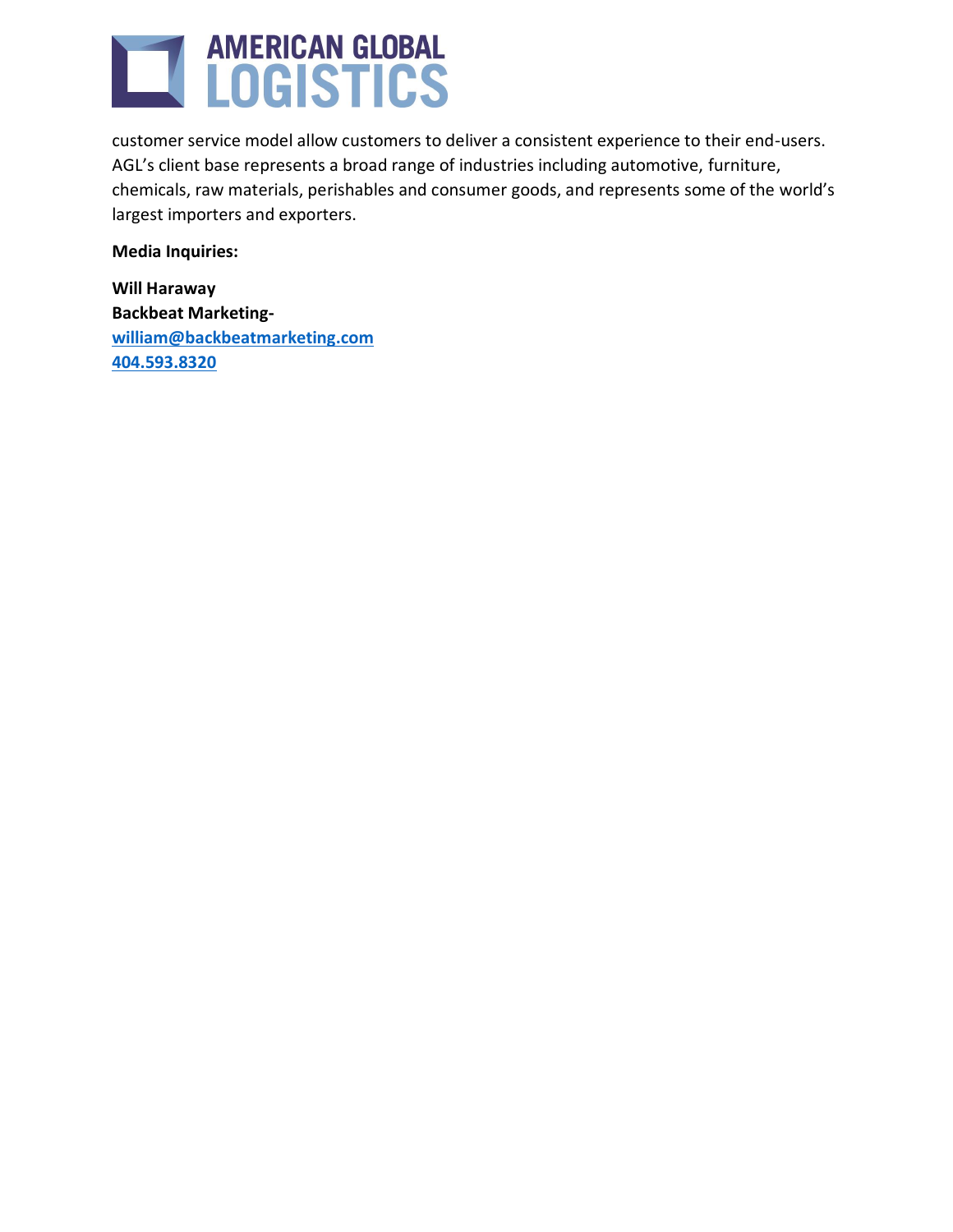customer service model allow customers to deliver a consistent experience to their end-users. AGL's client base represents a broad range of industries including automotive, furniture, chemicals, raw materials, perishables and consumer goods, and represents some of the world's largest importers and exporters.

**Media Inquiries:**

**Will Haraway**
**Backbeat Marketing-**
**william@backbeatmarketing.com**
**404.593.8320**